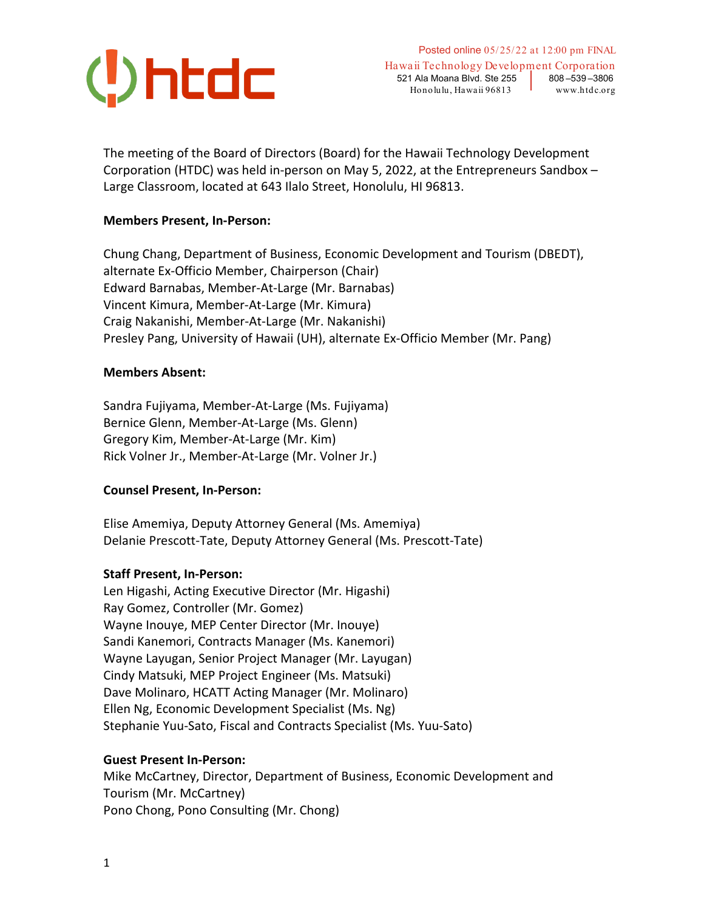Posted online 05/25/22 at 12:00 pm FINAL

Hawaii Technology Development Corporation
521 Ala Moana Blvd. Ste 255
Honolulu, Hawaii 96813
808–539–3806
www.htdc.org

The meeting of the Board of Directors (Board) for the Hawaii Technology Development Corporation (HTDC) was held in-person on May 5, 2022, at the Entrepreneurs Sandbox – Large Classroom, located at 643 Ilalo Street, Honolulu, HI 96813.

**Members Present, In-Person:**

Chung Chang, Department of Business, Economic Development and Tourism (DBEDT), alternate Ex-Officio Member, Chairperson (Chair)
Edward Barnabas, Member-At-Large (Mr. Barnabas)
Vincent Kimura, Member-At-Large (Mr. Kimura)
Craig Nakanishi, Member-At-Large (Mr. Nakanishi)
Presley Pang, University of Hawaii (UH), alternate Ex-Officio Member (Mr. Pang)

**Members Absent:**

Sandra Fujiyama, Member-At-Large (Ms. Fujiyama)
Bernice Glenn, Member-At-Large (Ms. Glenn)
Gregory Kim, Member-At-Large (Mr. Kim)
Rick Volner Jr., Member-At-Large (Mr. Volner Jr.)

**Counsel Present, In-Person:**

Elise Amemiya, Deputy Attorney General (Ms. Amemiya)
Delanie Prescott-Tate, Deputy Attorney General (Ms. Prescott-Tate)

**Staff Present, In-Person:**
Len Higashi, Acting Executive Director (Mr. Higashi)
Ray Gomez, Controller (Mr. Gomez)
Wayne Inouye, MEP Center Director (Mr. Inouye)
Sandi Kanemori, Contracts Manager (Ms. Kanemori)
Wayne Layugan, Senior Project Manager (Mr. Layugan)
Cindy Matsuki, MEP Project Engineer (Ms. Matsuki)
Dave Molinaro, HCATT Acting Manager (Mr. Molinaro)
Ellen Ng, Economic Development Specialist (Ms. Ng)
Stephanie Yuu-Sato, Fiscal and Contracts Specialist (Ms. Yuu-Sato)

**Guest Present In-Person:**
Mike McCartney, Director, Department of Business, Economic Development and Tourism (Mr. McCartney)
Pono Chong, Pono Consulting (Mr. Chong)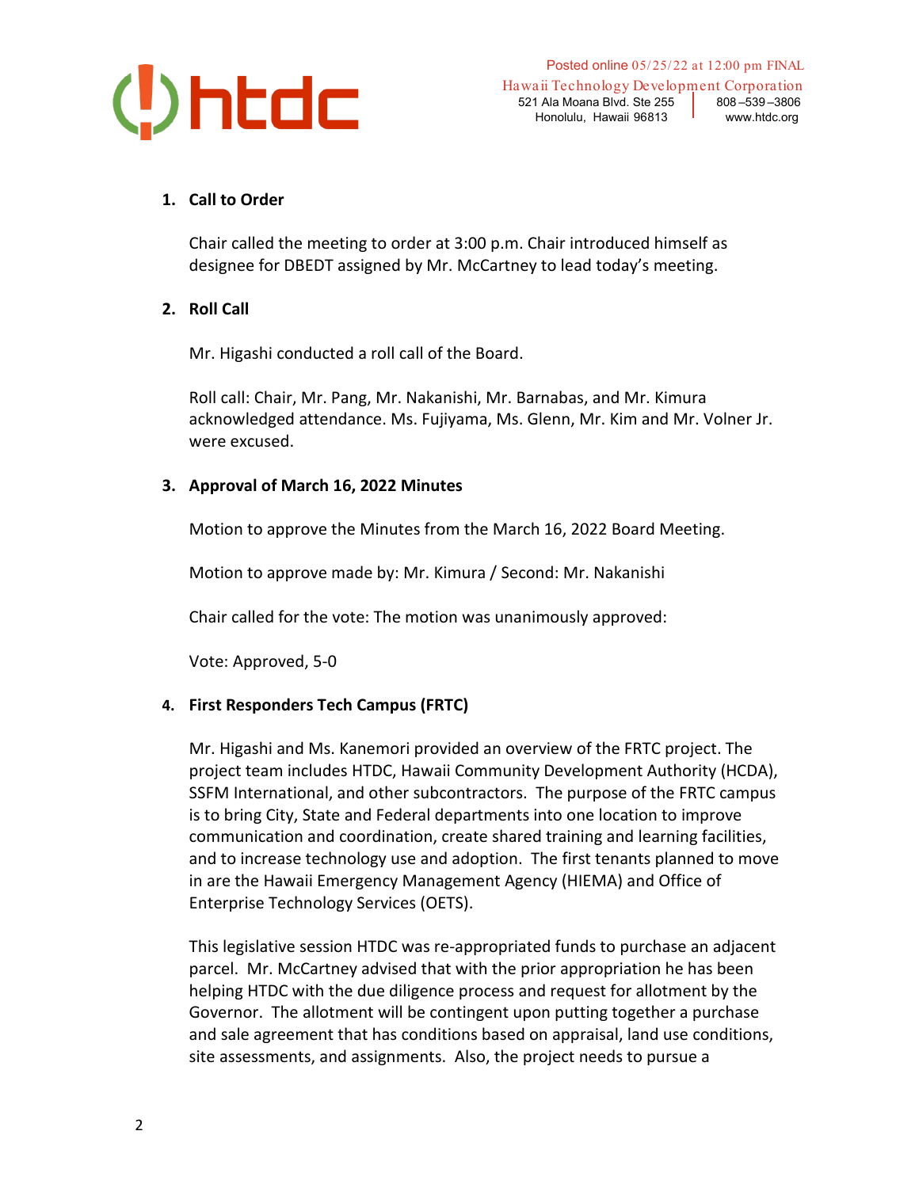1. **Call to Order**

   Chair called the meeting to order at 3:00 p.m. Chair introduced himself as designee for DBEDT assigned by Mr. McCartney to lead today's meeting.

2. **Roll Call**

   Mr. Higashi conducted a roll call of the Board.

   Roll call: Chair, Mr. Pang, Mr. Nakanishi, Mr. Barnabas, and Mr. Kimura acknowledged attendance. Ms. Fujiyama, Ms. Glenn, Mr. Kim and Mr. Volner Jr. were excused.

3. **Approval of March 16, 2022 Minutes**

   Motion to approve the Minutes from the March 16, 2022 Board Meeting.

   Motion to approve made by: Mr. Kimura / Second: Mr. Nakanishi

   Chair called for the vote: The motion was unanimously approved:

   Vote: Approved, 5-0

4. **First Responders Tech Campus (FRTC)**

   Mr. Higashi and Ms. Kanemori provided an overview of the FRTC project. The project team includes HTDC, Hawaii Community Development Authority (HCDA), SSFM International, and other subcontractors. The purpose of the FRTC campus is to bring City, State and Federal departments into one location to improve communication and coordination, create shared training and learning facilities, and to increase technology use and adoption. The first tenants planned to move in are the Hawaii Emergency Management Agency (HIEMA) and Office of Enterprise Technology Services (OETS).

   This legislative session HTDC was re-appropriated funds to purchase an adjacent parcel. Mr. McCartney advised that with the prior appropriation he has been helping HTDC with the due diligence process and request for allotment by the Governor. The allotment will be contingent upon putting together a purchase and sale agreement that has conditions based on appraisal, land use conditions, site assessments, and assignments. Also, the project needs to pursue a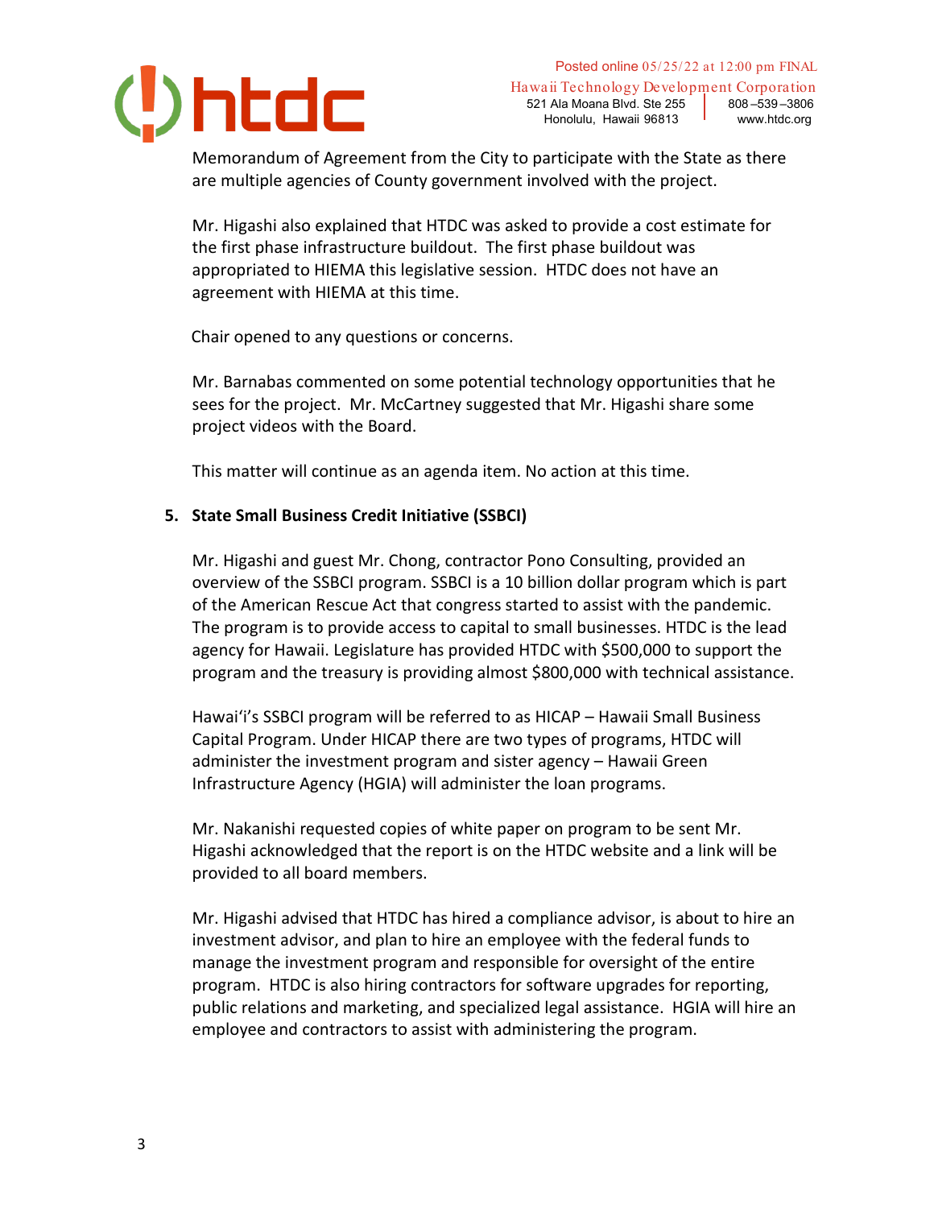Memorandum of Agreement from the City to participate with the State as there are multiple agencies of County government involved with the project.

Mr. Higashi also explained that HTDC was asked to provide a cost estimate for the first phase infrastructure buildout. The first phase buildout was appropriated to HIEMA this legislative session. HTDC does not have an agreement with HIEMA at this time.

Chair opened to any questions or concerns.

Mr. Barnabas commented on some potential technology opportunities that he sees for the project. Mr. McCartney suggested that Mr. Higashi share some project videos with the Board.

This matter will continue as an agenda item. No action at this time.

**5. State Small Business Credit Initiative (SSBCI)**

Mr. Higashi and guest Mr. Chong, contractor Pono Consulting, provided an overview of the SSBCI program. SSBCI is a 10 billion dollar program which is part of the American Rescue Act that congress started to assist with the pandemic. The program is to provide access to capital to small businesses. HTDC is the lead agency for Hawaii. Legislature has provided HTDC with $500,000 to support the program and the treasury is providing almost $800,000 with technical assistance.

Hawaiʻi's SSBCI program will be referred to as HICAP – Hawaii Small Business Capital Program. Under HICAP there are two types of programs, HTDC will administer the investment program and sister agency – Hawaii Green Infrastructure Agency (HGIA) will administer the loan programs.

Mr. Nakanishi requested copies of white paper on program to be sent Mr. Higashi acknowledged that the report is on the HTDC website and a link will be provided to all board members.

Mr. Higashi advised that HTDC has hired a compliance advisor, is about to hire an investment advisor, and plan to hire an employee with the federal funds to manage the investment program and responsible for oversight of the entire program. HTDC is also hiring contractors for software upgrades for reporting, public relations and marketing, and specialized legal assistance. HGIA will hire an employee and contractors to assist with administering the program.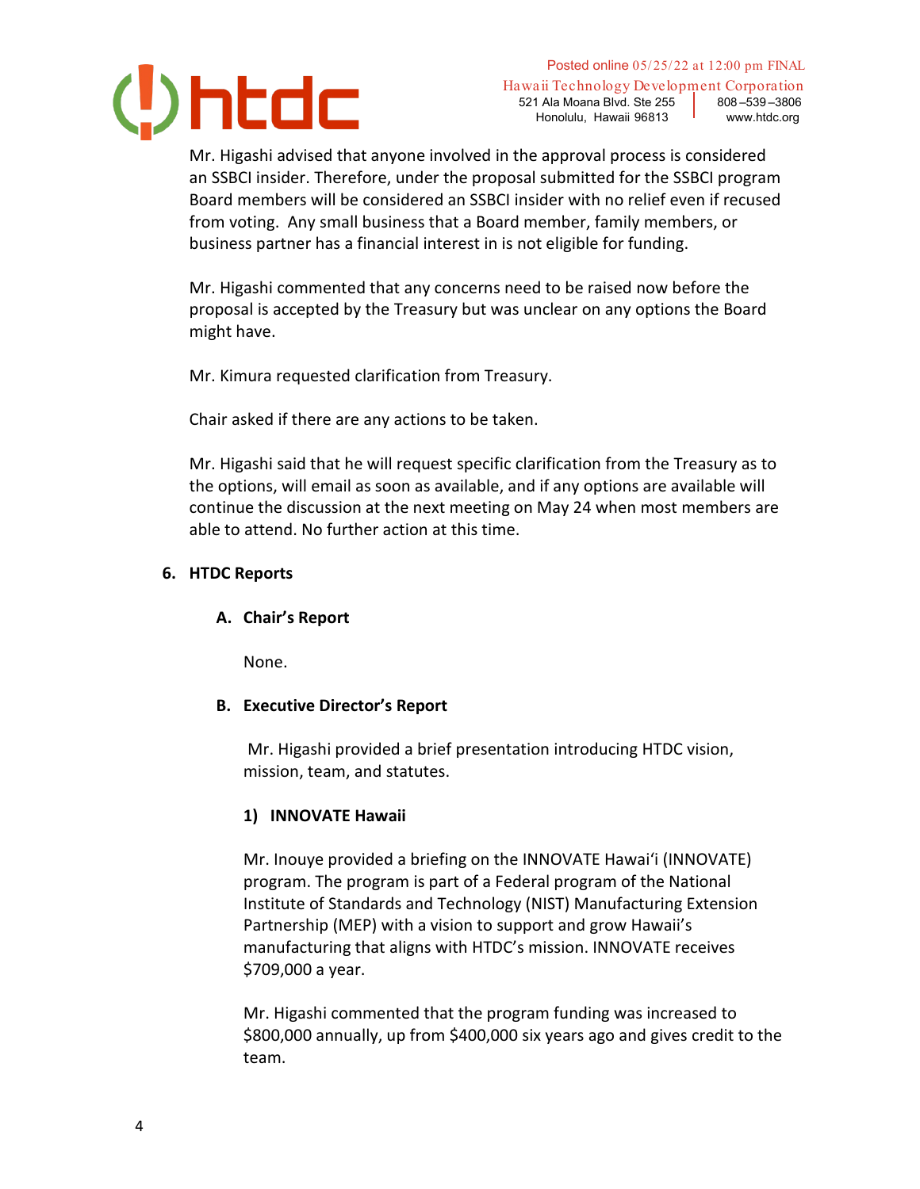Mr. Higashi advised that anyone involved in the approval process is considered an SSBCI insider. Therefore, under the proposal submitted for the SSBCI program Board members will be considered an SSBCI insider with no relief even if recused from voting. Any small business that a Board member, family members, or business partner has a financial interest in is not eligible for funding.

Mr. Higashi commented that any concerns need to be raised now before the proposal is accepted by the Treasury but was unclear on any options the Board might have.

Mr. Kimura requested clarification from Treasury.

Chair asked if there are any actions to be taken.

Mr. Higashi said that he will request specific clarification from the Treasury as to the options, will email as soon as available, and if any options are available will continue the discussion at the next meeting on May 24 when most members are able to attend. No further action at this time.

## 6. HTDC Reports

### A. Chair's Report

None.

### B. Executive Director's Report

Mr. Higashi provided a brief presentation introducing HTDC vision, mission, team, and statutes.

#### 1) INNOVATE Hawaii

Mr. Inouye provided a briefing on the INNOVATE Hawaiʻi (INNOVATE) program. The program is part of a Federal program of the National Institute of Standards and Technology (NIST) Manufacturing Extension Partnership (MEP) with a vision to support and grow Hawaii's manufacturing that aligns with HTDC's mission. INNOVATE receives $709,000 a year.

Mr. Higashi commented that the program funding was increased to $800,000 annually, up from $400,000 six years ago and gives credit to the team.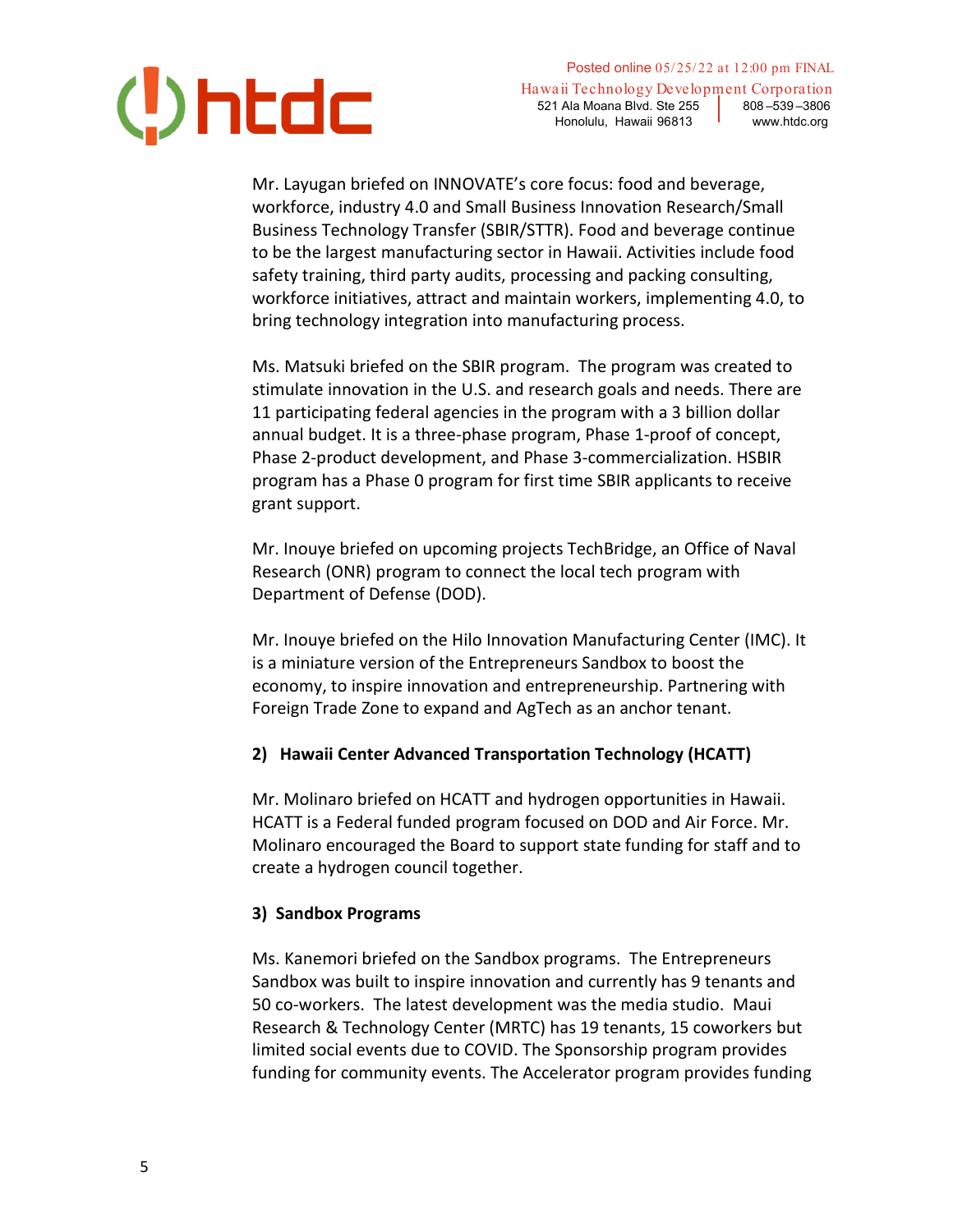Mr. Layugan briefed on INNOVATE's core focus: food and beverage, workforce, industry 4.0 and Small Business Innovation Research/Small Business Technology Transfer (SBIR/STTR). Food and beverage continue to be the largest manufacturing sector in Hawaii. Activities include food safety training, third party audits, processing and packing consulting, workforce initiatives, attract and maintain workers, implementing 4.0, to bring technology integration into manufacturing process.

Ms. Matsuki briefed on the SBIR program. The program was created to stimulate innovation in the U.S. and research goals and needs. There are 11 participating federal agencies in the program with a 3 billion dollar annual budget. It is a three-phase program, Phase 1-proof of concept, Phase 2-product development, and Phase 3-commercialization. HSBIR program has a Phase 0 program for first time SBIR applicants to receive grant support.

Mr. Inouye briefed on upcoming projects TechBridge, an Office of Naval Research (ONR) program to connect the local tech program with Department of Defense (DOD).

Mr. Inouye briefed on the Hilo Innovation Manufacturing Center (IMC). It is a miniature version of the Entrepreneurs Sandbox to boost the economy, to inspire innovation and entrepreneurship. Partnering with Foreign Trade Zone to expand and AgTech as an anchor tenant.

**2) Hawaii Center Advanced Transportation Technology (HCATT)**

Mr. Molinaro briefed on HCATT and hydrogen opportunities in Hawaii. HCATT is a Federal funded program focused on DOD and Air Force. Mr. Molinaro encouraged the Board to support state funding for staff and to create a hydrogen council together.

**3) Sandbox Programs**

Ms. Kanemori briefed on the Sandbox programs. The Entrepreneurs Sandbox was built to inspire innovation and currently has 9 tenants and 50 co-workers. The latest development was the media studio. Maui Research & Technology Center (MRTC) has 19 tenants, 15 coworkers but limited social events due to COVID. The Sponsorship program provides funding for community events. The Accelerator program provides funding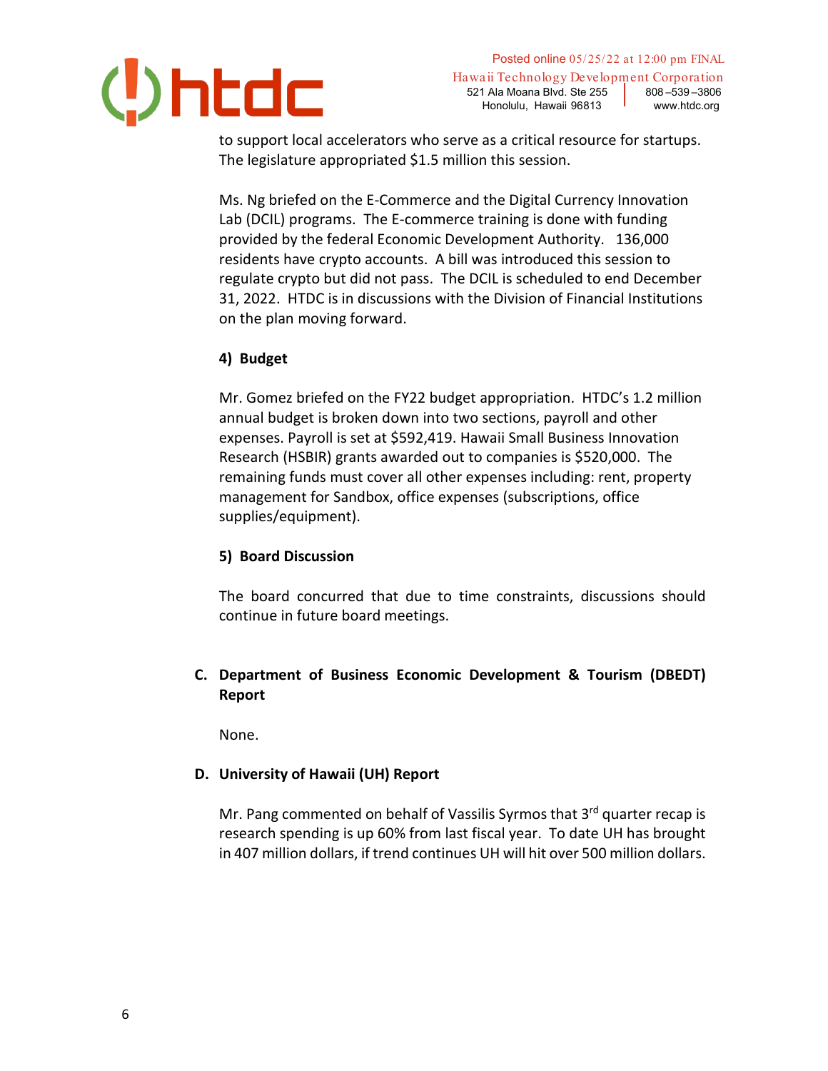to support local accelerators who serve as a critical resource for startups. The legislature appropriated $1.5 million this session.

Ms. Ng briefed on the E-Commerce and the Digital Currency Innovation Lab (DCIL) programs. The E-commerce training is done with funding provided by the federal Economic Development Authority. 136,000 residents have crypto accounts. A bill was introduced this session to regulate crypto but did not pass. The DCIL is scheduled to end December 31, 2022. HTDC is in discussions with the Division of Financial Institutions on the plan moving forward.

**4) Budget**

Mr. Gomez briefed on the FY22 budget appropriation. HTDC's 1.2 million annual budget is broken down into two sections, payroll and other expenses. Payroll is set at $592,419. Hawaii Small Business Innovation Research (HSBIR) grants awarded out to companies is $520,000. The remaining funds must cover all other expenses including: rent, property management for Sandbox, office expenses (subscriptions, office supplies/equipment).

**5) Board Discussion**

The board concurred that due to time constraints, discussions should continue in future board meetings.

**C. Department of Business Economic Development & Tourism (DBEDT) Report**

None.

**D. University of Hawaii (UH) Report**

Mr. Pang commented on behalf of Vassilis Syrmos that 3rd quarter recap is research spending is up 60% from last fiscal year. To date UH has brought in 407 million dollars, if trend continues UH will hit over 500 million dollars.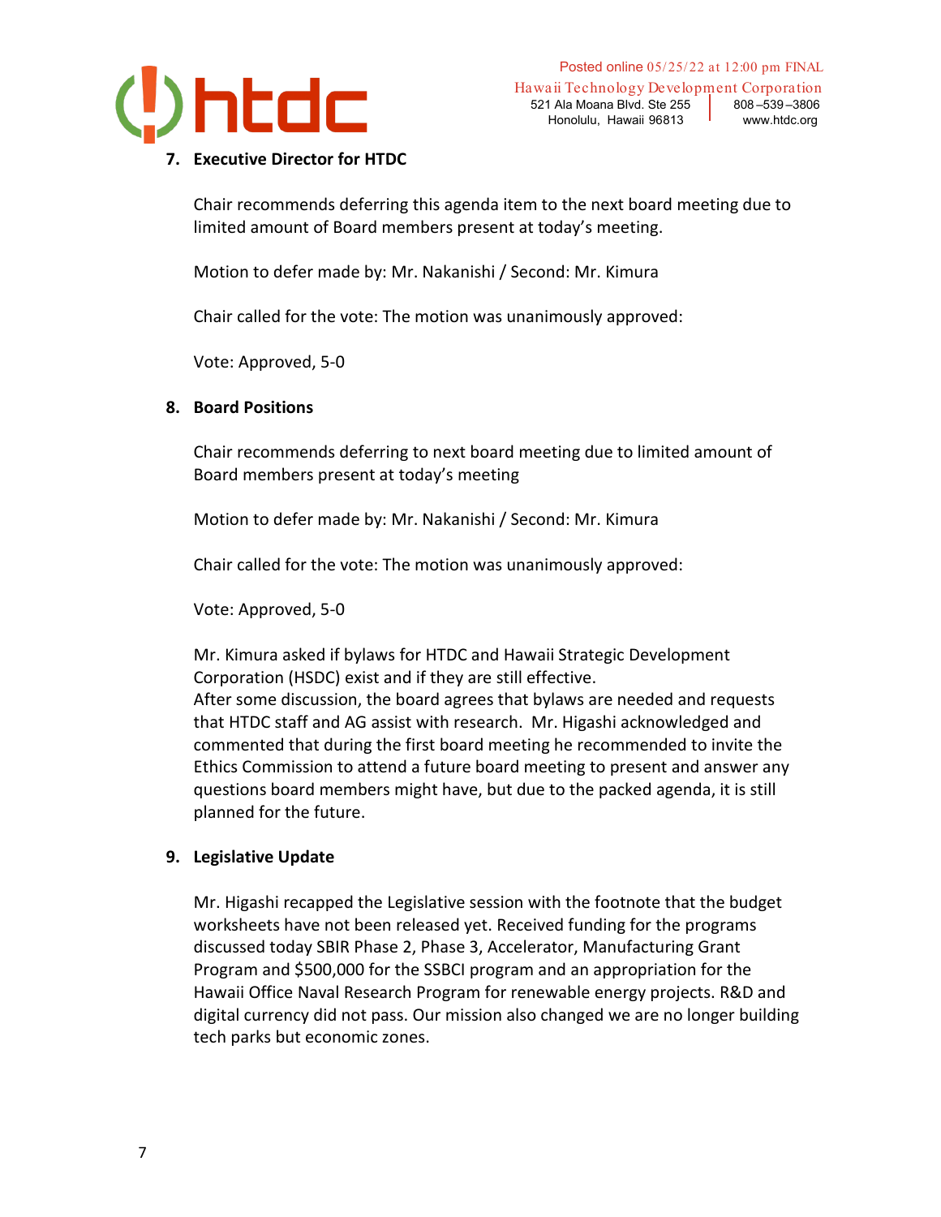7. **Executive Director for HTDC**

   Chair recommends deferring this agenda item to the next board meeting due to limited amount of Board members present at today's meeting.

   Motion to defer made by: Mr. Nakanishi / Second: Mr. Kimura

   Chair called for the vote: The motion was unanimously approved:

   Vote: Approved, 5-0

8. **Board Positions**

   Chair recommends deferring to next board meeting due to limited amount of Board members present at today's meeting

   Motion to defer made by: Mr. Nakanishi / Second: Mr. Kimura

   Chair called for the vote: The motion was unanimously approved:

   Vote: Approved, 5-0

   Mr. Kimura asked if bylaws for HTDC and Hawaii Strategic Development Corporation (HSDC) exist and if they are still effective.
   After some discussion, the board agrees that bylaws are needed and requests that HTDC staff and AG assist with research. Mr. Higashi acknowledged and commented that during the first board meeting he recommended to invite the Ethics Commission to attend a future board meeting to present and answer any questions board members might have, but due to the packed agenda, it is still planned for the future.

9. **Legislative Update**

   Mr. Higashi recapped the Legislative session with the footnote that the budget worksheets have not been released yet. Received funding for the programs discussed today SBIR Phase 2, Phase 3, Accelerator, Manufacturing Grant Program and $500,000 for the SSBCI program and an appropriation for the Hawaii Office Naval Research Program for renewable energy projects. R&D and digital currency did not pass. Our mission also changed we are no longer building tech parks but economic zones.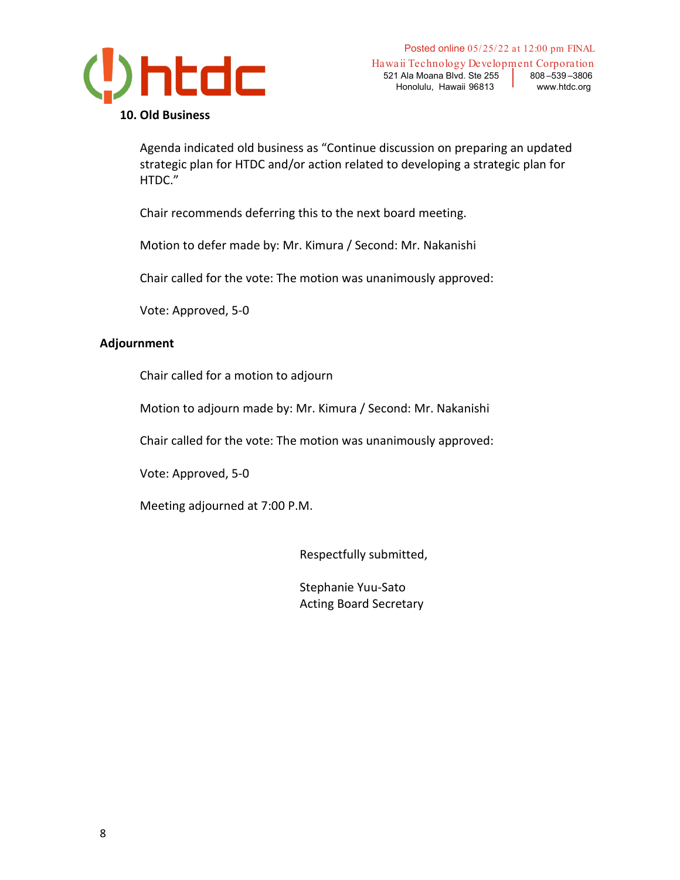### 10. Old Business

Agenda indicated old business as "Continue discussion on preparing an updated strategic plan for HTDC and/or action related to developing a strategic plan for HTDC."

Chair recommends deferring this to the next board meeting.

Motion to defer made by: Mr. Kimura / Second: Mr. Nakanishi

Chair called for the vote: The motion was unanimously approved:

Vote: Approved, 5-0

### Adjournment

Chair called for a motion to adjourn

Motion to adjourn made by: Mr. Kimura / Second: Mr. Nakanishi

Chair called for the vote: The motion was unanimously approved:

Vote: Approved, 5-0

Meeting adjourned at 7:00 P.M.

Respectfully submitted,

Stephanie Yuu-Sato
Acting Board Secretary